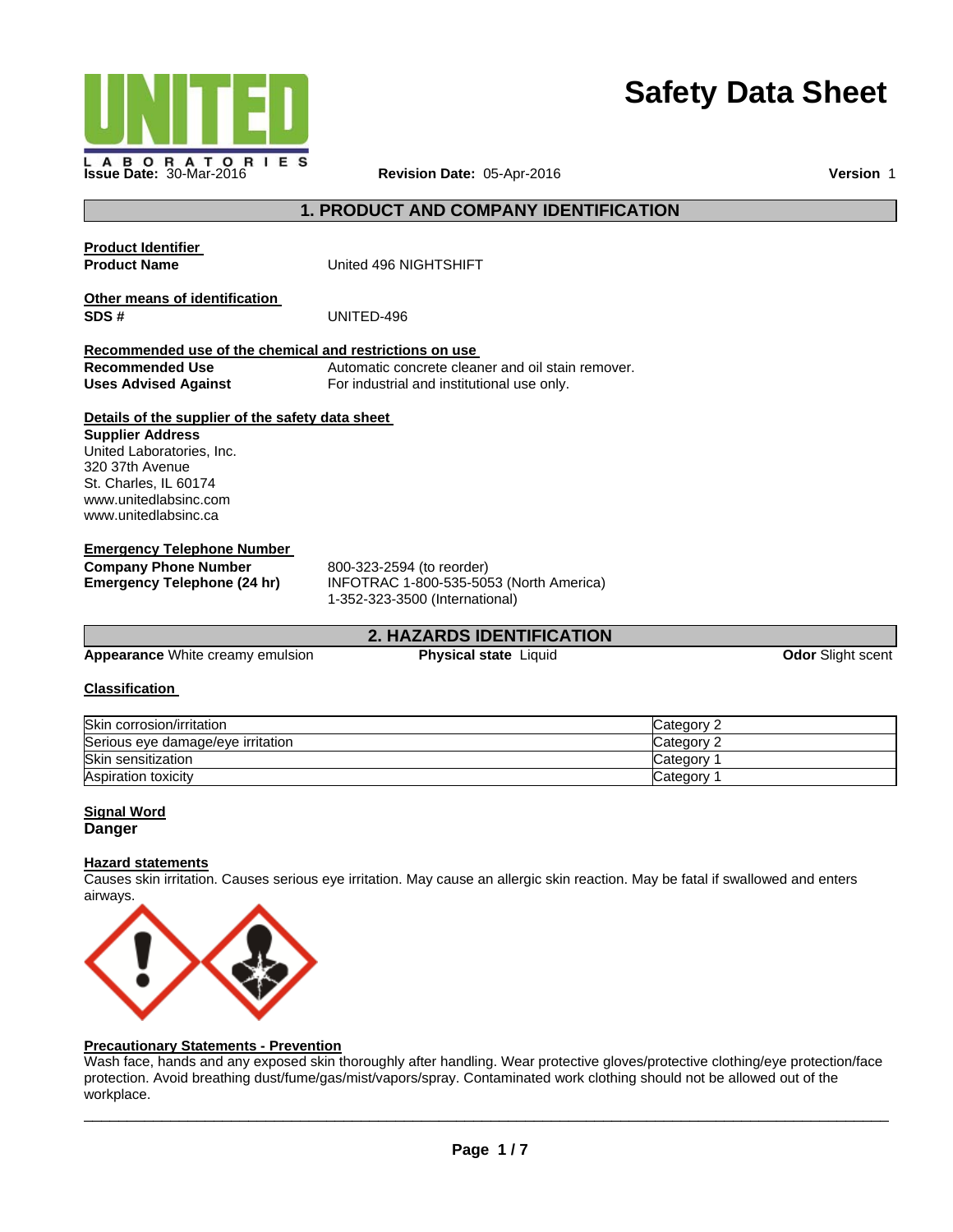# Safety Data Sheet

**Issue Date:** 30-Mar-2016 **Revision Date:** 05-Apr-2016 **Version** 1

## 1. PRODUCT AND COMPANY IDENTIFICATION

**Product Identifier**

**Product Name** United 496 NIGHTSHIFT

**Other means of identification**

**SDS #** UNITED-496

**Recommended use of the chemical and restrictions on use**

**Recommended Use** Automatic concrete cleaner and oil stain remover.

**Uses Advised Against** For industrial and institutional use only.

**Details of the supplier of the safety data sheet**

**Supplier Address**
United Laboratories, Inc.
320 37th Avenue
St. Charles, IL 60174
www.unitedlabsinc.com
www.unitedlabsinc.ca

**Emergency Telephone Number**

**Company Phone Number** 800-323-2594 (to reorder)

**Emergency Telephone (24 hr)** INFOTRAC 1-800-535-5053 (North America)
1-352-323-3500 (International)

## 2. HAZARDS IDENTIFICATION

**Appearance** White creamy emulsion **Physical state** Liquid **Odor** Slight scent

**Classification**

| | |
|---|---|
| Skin corrosion/irritation | Category 2 |
| Serious eye damage/eye irritation | Category 2 |
| Skin sensitization | Category 1 |
| Aspiration toxicity | Category 1 |

**Signal Word**

**Danger**

**Hazard statements**

Causes skin irritation. Causes serious eye irritation. May cause an allergic skin reaction. May be fatal if swallowed and enters airways.

**Precautionary Statements - Prevention**

Wash face, hands and any exposed skin thoroughly after handling. Wear protective gloves/protective clothing/eye protection/face protection. Avoid breathing dust/fume/gas/mist/vapors/spray. Contaminated work clothing should not be allowed out of the workplace.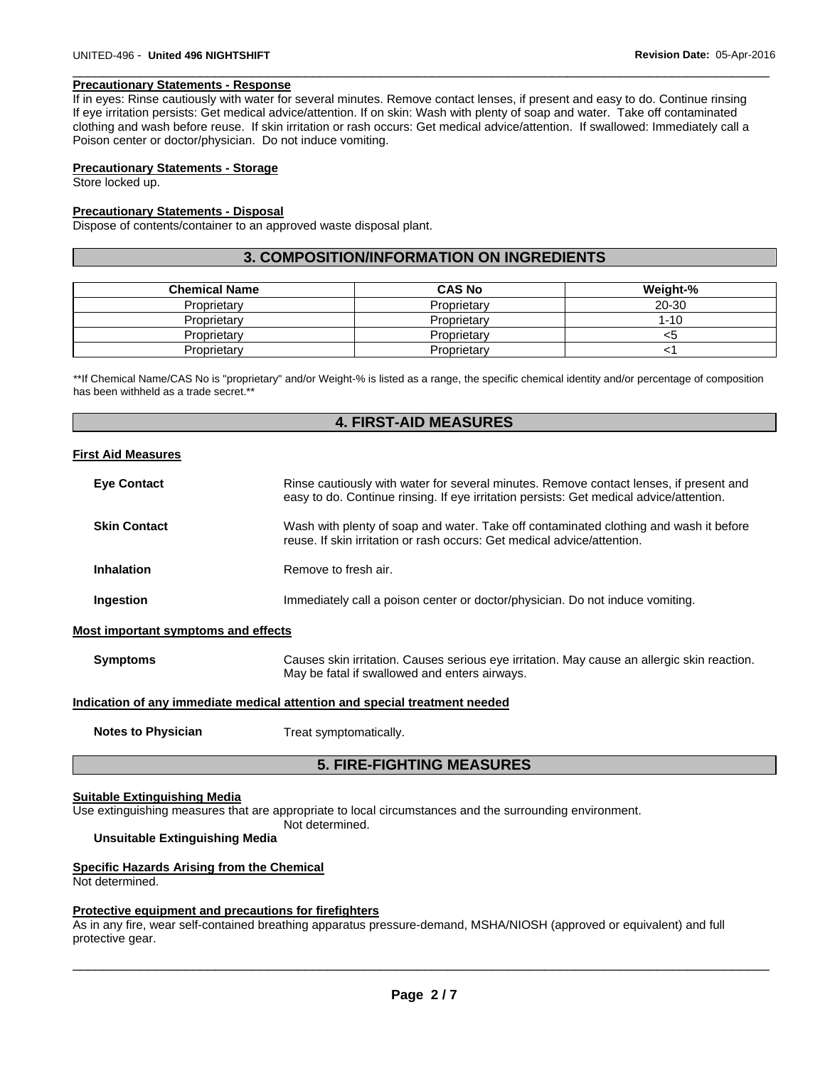### Precautionary Statements - Response

If in eyes: Rinse cautiously with water for several minutes. Remove contact lenses, if present and easy to do. Continue rinsing If eye irritation persists: Get medical advice/attention. If on skin: Wash with plenty of soap and water. Take off contaminated clothing and wash before reuse. If skin irritation or rash occurs: Get medical advice/attention. If swallowed: Immediately call a Poison center or doctor/physician. Do not induce vomiting.

### Precautionary Statements - Storage

Store locked up.

### Precautionary Statements - Disposal

Dispose of contents/container to an approved waste disposal plant.

## 3. COMPOSITION/INFORMATION ON INGREDIENTS

| Chemical Name | CAS No | Weight-% |
|---|---|---|
| Proprietary | Proprietary | 20-30 |
| Proprietary | Proprietary | 1-10 |
| Proprietary | Proprietary | <5 |
| Proprietary | Proprietary | <1 |

**If Chemical Name/CAS No is "proprietary" and/or Weight-% is listed as a range, the specific chemical identity and/or percentage of composition has been withheld as a trade secret.**

## 4. FIRST-AID MEASURES

### First Aid Measures

**Eye Contact** — Rinse cautiously with water for several minutes. Remove contact lenses, if present and easy to do. Continue rinsing. If eye irritation persists: Get medical advice/attention.

**Skin Contact** — Wash with plenty of soap and water. Take off contaminated clothing and wash it before reuse. If skin irritation or rash occurs: Get medical advice/attention.

**Inhalation** — Remove to fresh air.

**Ingestion** — Immediately call a poison center or doctor/physician. Do not induce vomiting.

### Most important symptoms and effects

**Symptoms** — Causes skin irritation. Causes serious eye irritation. May cause an allergic skin reaction. May be fatal if swallowed and enters airways.

### Indication of any immediate medical attention and special treatment needed

**Notes to Physician** — Treat symptomatically.

## 5. FIRE-FIGHTING MEASURES

### Suitable Extinguishing Media

Use extinguishing measures that are appropriate to local circumstances and the surrounding environment.

**Unsuitable Extinguishing Media** — Not determined.

### Specific Hazards Arising from the Chemical

Not determined.

### Protective equipment and precautions for firefighters

As in any fire, wear self-contained breathing apparatus pressure-demand, MSHA/NIOSH (approved or equivalent) and full protective gear.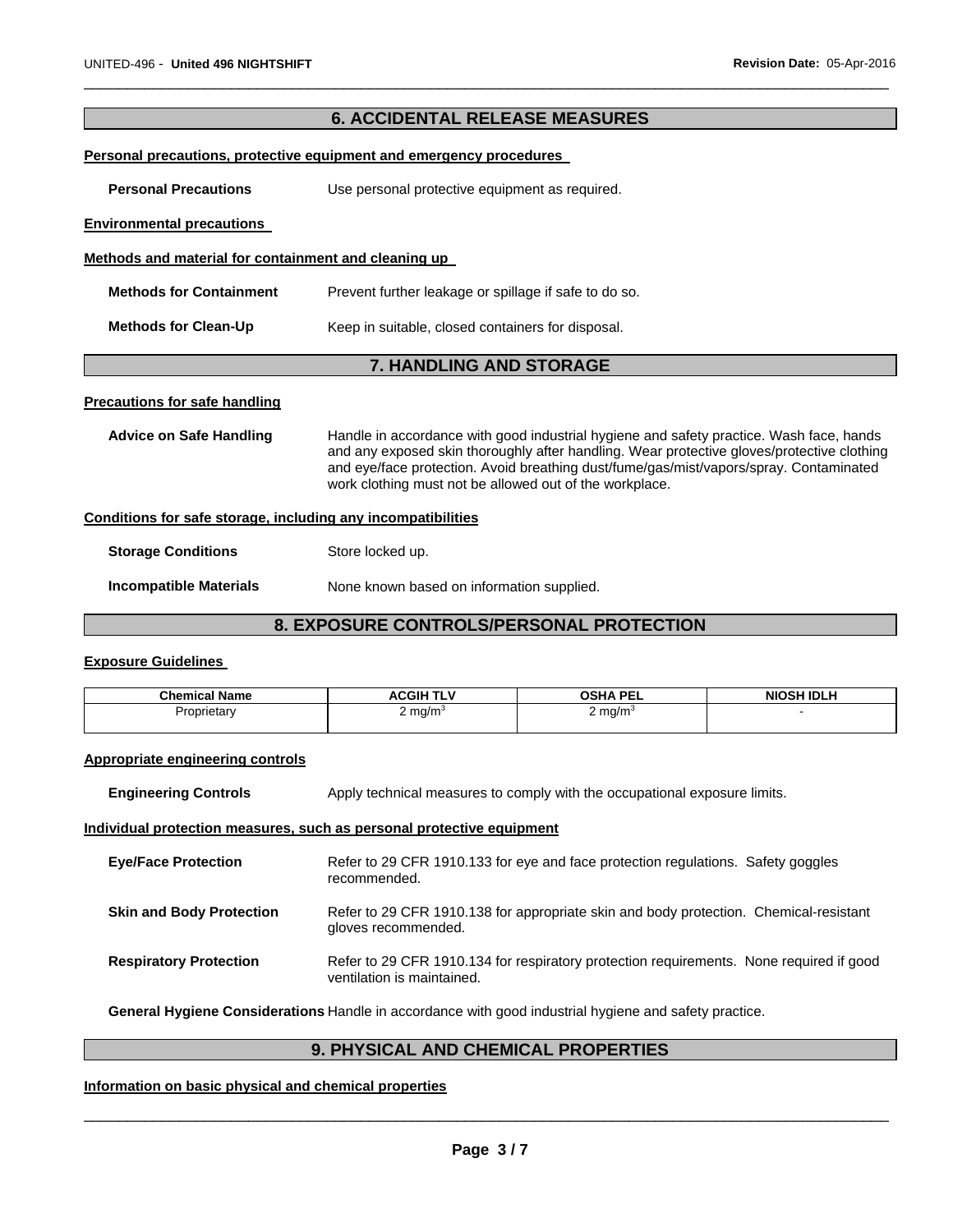## 6. ACCIDENTAL RELEASE MEASURES

**Personal precautions, protective equipment and emergency procedures**

**Personal Precautions** Use personal protective equipment as required.

**Environmental precautions**

**Methods and material for containment and cleaning up**

**Methods for Containment** Prevent further leakage or spillage if safe to do so.

**Methods for Clean-Up** Keep in suitable, closed containers for disposal.

## 7. HANDLING AND STORAGE

**Precautions for safe handling**

**Advice on Safe Handling** Handle in accordance with good industrial hygiene and safety practice. Wash face, hands and any exposed skin thoroughly after handling. Wear protective gloves/protective clothing and eye/face protection. Avoid breathing dust/fume/gas/mist/vapors/spray. Contaminated work clothing must not be allowed out of the workplace.

**Conditions for safe storage, including any incompatibilities**

**Storage Conditions** Store locked up.

**Incompatible Materials** None known based on information supplied.

## 8. EXPOSURE CONTROLS/PERSONAL PROTECTION

**Exposure Guidelines**

| Chemical Name | ACGIH TLV | OSHA PEL | NIOSH IDLH |
|---|---|---|---|
| Proprietary | 2 $mg/m^3$ | 2 $mg/m^3$ | - |

**Appropriate engineering controls**

**Engineering Controls** Apply technical measures to comply with the occupational exposure limits.

**Individual protection measures, such as personal protective equipment**

**Eye/Face Protection** Refer to 29 CFR 1910.133 for eye and face protection regulations. Safety goggles recommended.

**Skin and Body Protection** Refer to 29 CFR 1910.138 for appropriate skin and body protection. Chemical-resistant gloves recommended.

**Respiratory Protection** Refer to 29 CFR 1910.134 for respiratory protection requirements. None required if good ventilation is maintained.

**General Hygiene Considerations** Handle in accordance with good industrial hygiene and safety practice.

## 9. PHYSICAL AND CHEMICAL PROPERTIES

**Information on basic physical and chemical properties**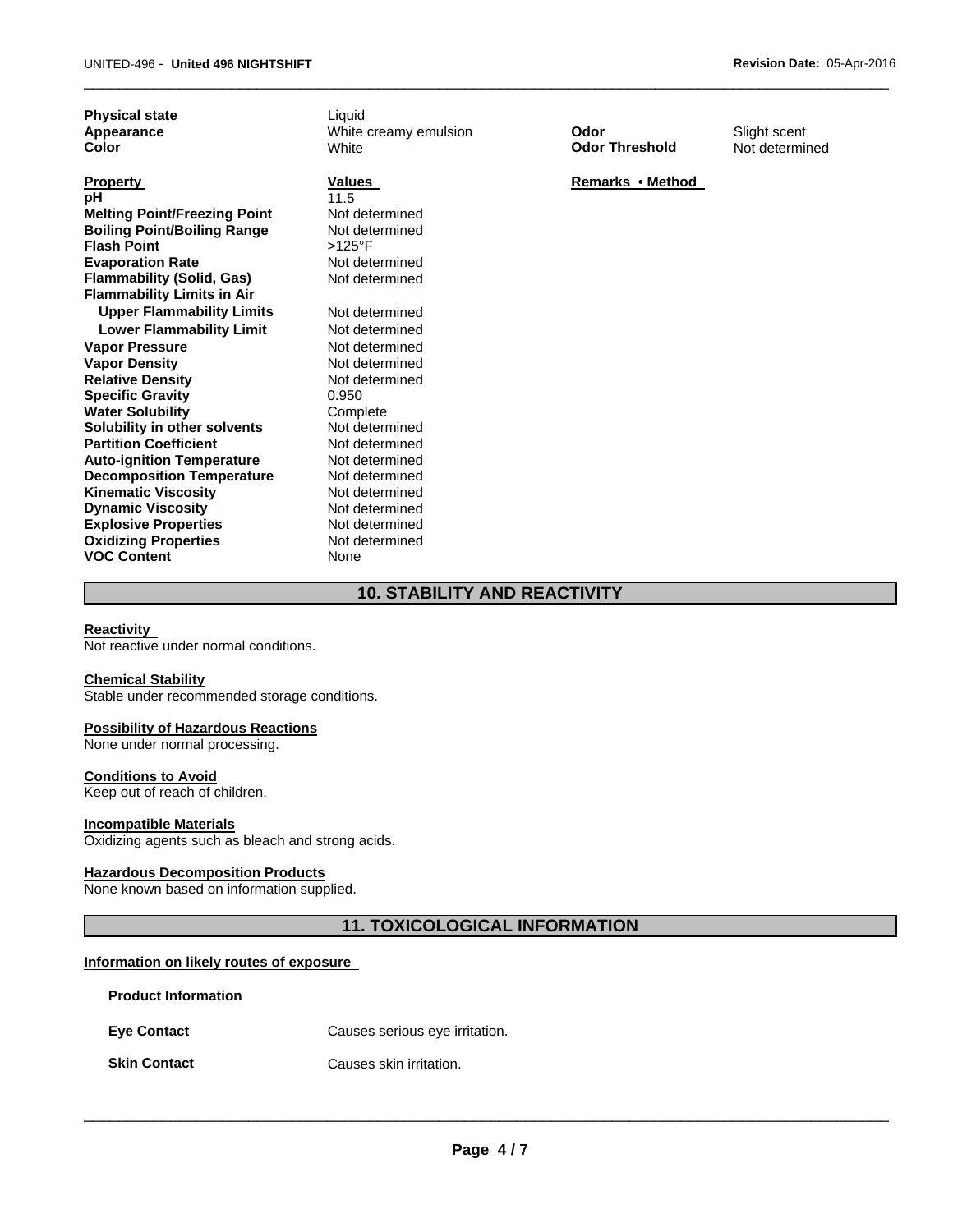| | | | |
|---|---|---|---|
| **Physical state** | Liquid | | |
| **Appearance** | White creamy emulsion | **Odor** | Slight scent |
| **Color** | White | **Odor Threshold** | Not determined |

| **Property** | **Values** | **Remarks • Method** |
|---|---|---|
| **pH** | 11.5 | |
| **Melting Point/Freezing Point** | Not determined | |
| **Boiling Point/Boiling Range** | Not determined | |
| **Flash Point** | >125°F | |
| **Evaporation Rate** | Not determined | |
| **Flammability (Solid, Gas)** | Not determined | |
| **Flammability Limits in Air** | | |
| **Upper Flammability Limits** | Not determined | |
| **Lower Flammability Limit** | Not determined | |
| **Vapor Pressure** | Not determined | |
| **Vapor Density** | Not determined | |
| **Relative Density** | Not determined | |
| **Specific Gravity** | 0.950 | |
| **Water Solubility** | Complete | |
| **Solubility in other solvents** | Not determined | |
| **Partition Coefficient** | Not determined | |
| **Auto-ignition Temperature** | Not determined | |
| **Decomposition Temperature** | Not determined | |
| **Kinematic Viscosity** | Not determined | |
| **Dynamic Viscosity** | Not determined | |
| **Explosive Properties** | Not determined | |
| **Oxidizing Properties** | Not determined | |
| **VOC Content** | None | |

## 10. STABILITY AND REACTIVITY

**Reactivity**
Not reactive under normal conditions.

**Chemical Stability**
Stable under recommended storage conditions.

**Possibility of Hazardous Reactions**
None under normal processing.

**Conditions to Avoid**
Keep out of reach of children.

**Incompatible Materials**
Oxidizing agents such as bleach and strong acids.

**Hazardous Decomposition Products**
None known based on information supplied.

## 11. TOXICOLOGICAL INFORMATION

**Information on likely routes of exposure**

**Product Information**

**Eye Contact** Causes serious eye irritation.

**Skin Contact** Causes skin irritation.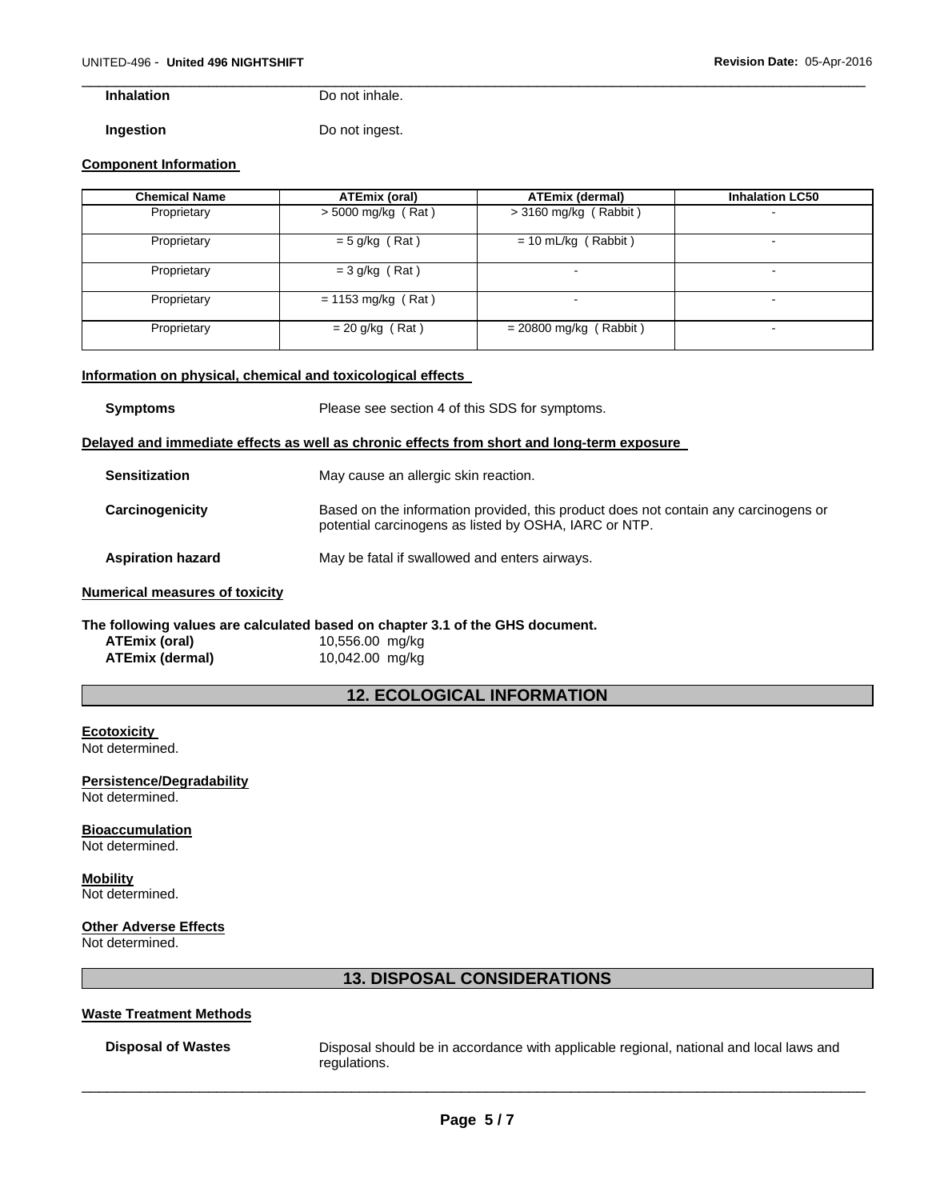**Inhalation** Do not inhale.

**Ingestion** Do not ingest.

**Component Information**

| Chemical Name | ATEmix (oral) | ATEmix (dermal) | Inhalation LC50 |
|---|---|---|---|
| Proprietary | > 5000 mg/kg ( Rat ) | > 3160 mg/kg ( Rabbit ) | - |
| Proprietary | = 5 g/kg ( Rat ) | = 10 mL/kg ( Rabbit ) | - |
| Proprietary | = 3 g/kg ( Rat ) | - | - |
| Proprietary | = 1153 mg/kg ( Rat ) | - | - |
| Proprietary | = 20 g/kg ( Rat ) | = 20800 mg/kg ( Rabbit ) | - |

**Information on physical, chemical and toxicological effects**

**Symptoms** Please see section 4 of this SDS for symptoms.

**Delayed and immediate effects as well as chronic effects from short and long-term exposure**

**Sensitization** May cause an allergic skin reaction.

**Carcinogenicity** Based on the information provided, this product does not contain any carcinogens or potential carcinogens as listed by OSHA, IARC or NTP.

**Aspiration hazard** May be fatal if swallowed and enters airways.

**Numerical measures of toxicity**

**The following values are calculated based on chapter 3.1 of the GHS document.**

**ATEmix (oral)** 10,556.00 mg/kg
**ATEmix (dermal)** 10,042.00 mg/kg

## 12. ECOLOGICAL INFORMATION

**Ecotoxicity**
Not determined.

**Persistence/Degradability**
Not determined.

**Bioaccumulation**
Not determined.

**Mobility**
Not determined.

**Other Adverse Effects**
Not determined.

## 13. DISPOSAL CONSIDERATIONS

**Waste Treatment Methods**

**Disposal of Wastes** Disposal should be in accordance with applicable regional, national and local laws and regulations.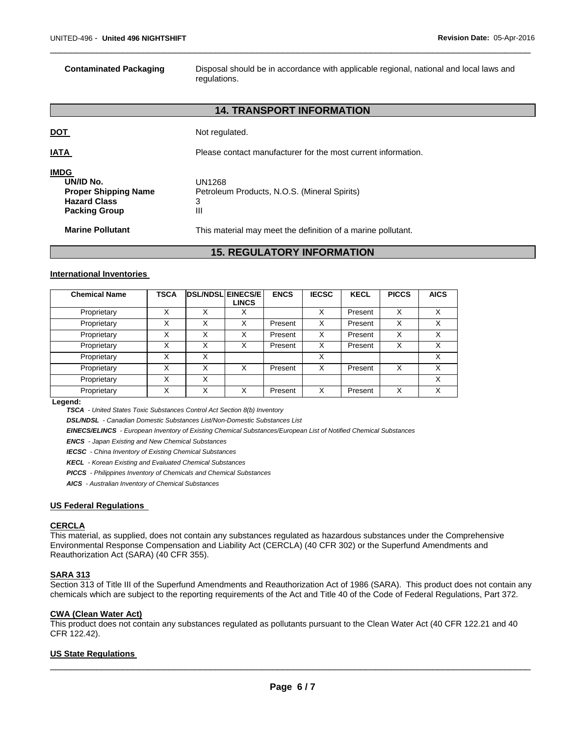**Contaminated Packaging** Disposal should be in accordance with applicable regional, national and local laws and regulations.

## 14. TRANSPORT INFORMATION

**DOT** Not regulated.

**IATA** Please contact manufacturer for the most current information.

**IMDG**

**UN/ID No.** UN1268
**Proper Shipping Name** Petroleum Products, N.O.S. (Mineral Spirits)
**Hazard Class** 3
**Packing Group** III

**Marine Pollutant** This material may meet the definition of a marine pollutant.

## 15. REGULATORY INFORMATION

### International Inventories

| Chemical Name | TSCA | DSL/NDSL | EINECS/ELINCS | ENCS | IECSC | KECL | PICCS | AICS |
|---|---|---|---|---|---|---|---|---|
| Proprietary | X | X | X | | X | Present | X | X |
| Proprietary | X | X | X | Present | X | Present | X | X |
| Proprietary | X | X | X | Present | X | Present | X | X |
| Proprietary | X | X | X | Present | X | Present | X | X |
| Proprietary | X | X | | | X | | | X |
| Proprietary | X | X | X | Present | X | Present | X | X |
| Proprietary | X | X | | | | | | X |
| Proprietary | X | X | X | Present | X | Present | X | X |

**Legend:**

***TSCA*** *- United States Toxic Substances Control Act Section 8(b) Inventory*

***DSL/NDSL*** *- Canadian Domestic Substances List/Non-Domestic Substances List*

***EINECS/ELINCS*** *- European Inventory of Existing Chemical Substances/European List of Notified Chemical Substances*

***ENCS*** *- Japan Existing and New Chemical Substances*

***IECSC*** *- China Inventory of Existing Chemical Substances*

***KECL*** *- Korean Existing and Evaluated Chemical Substances*

***PICCS*** *- Philippines Inventory of Chemicals and Chemical Substances*

***AICS*** *- Australian Inventory of Chemical Substances*

### US Federal Regulations

#### CERCLA

This material, as supplied, does not contain any substances regulated as hazardous substances under the Comprehensive Environmental Response Compensation and Liability Act (CERCLA) (40 CFR 302) or the Superfund Amendments and Reauthorization Act (SARA) (40 CFR 355).

#### SARA 313

Section 313 of Title III of the Superfund Amendments and Reauthorization Act of 1986 (SARA). This product does not contain any chemicals which are subject to the reporting requirements of the Act and Title 40 of the Code of Federal Regulations, Part 372.

#### CWA (Clean Water Act)

This product does not contain any substances regulated as pollutants pursuant to the Clean Water Act (40 CFR 122.21 and 40 CFR 122.42).

### US State Regulations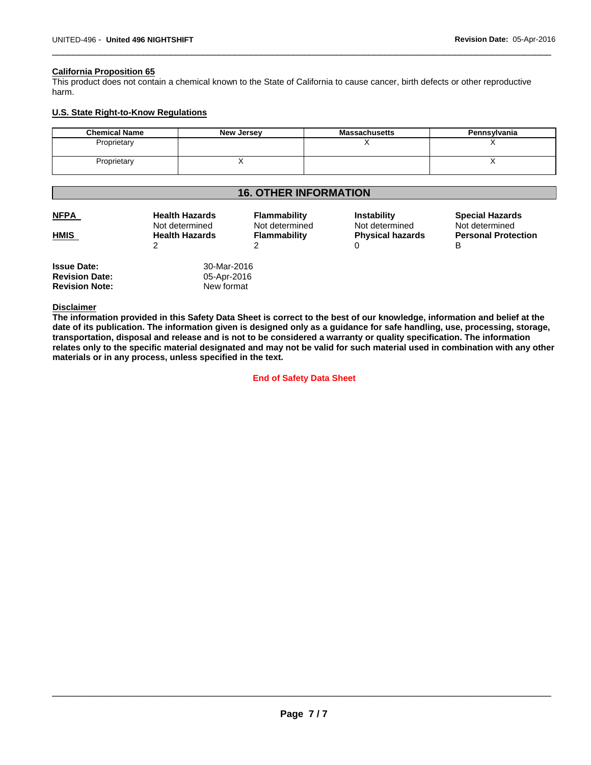### California Proposition 65

This product does not contain a chemical known to the State of California to cause cancer, birth defects or other reproductive harm.

### U.S. State Right-to-Know Regulations

| Chemical Name | New Jersey | Massachusetts | Pennsylvania |
|---|---|---|---|
| Proprietary | | X | X |
| Proprietary | X | | X |

## 16. OTHER INFORMATION

| | | | | |
|---|---|---|---|---|
| **NFPA** | **Health Hazards** | **Flammability** | **Instability** | **Special Hazards** |
| | Not determined | Not determined | Not determined | Not determined |
| **HMIS** | **Health Hazards** | **Flammability** | **Physical hazards** | **Personal Protection** |
| | 2 | 2 | 0 | B |

**Issue Date:** 30-Mar-2016
**Revision Date:** 05-Apr-2016
**Revision Note:** New format

### Disclaimer

**The information provided in this Safety Data Sheet is correct to the best of our knowledge, information and belief at the date of its publication. The information given is designed only as a guidance for safe handling, use, processing, storage, transportation, disposal and release and is not to be considered a warranty or quality specification. The information relates only to the specific material designated and may not be valid for such material used in combination with any other materials or in any process, unless specified in the text.**

**End of Safety Data Sheet**